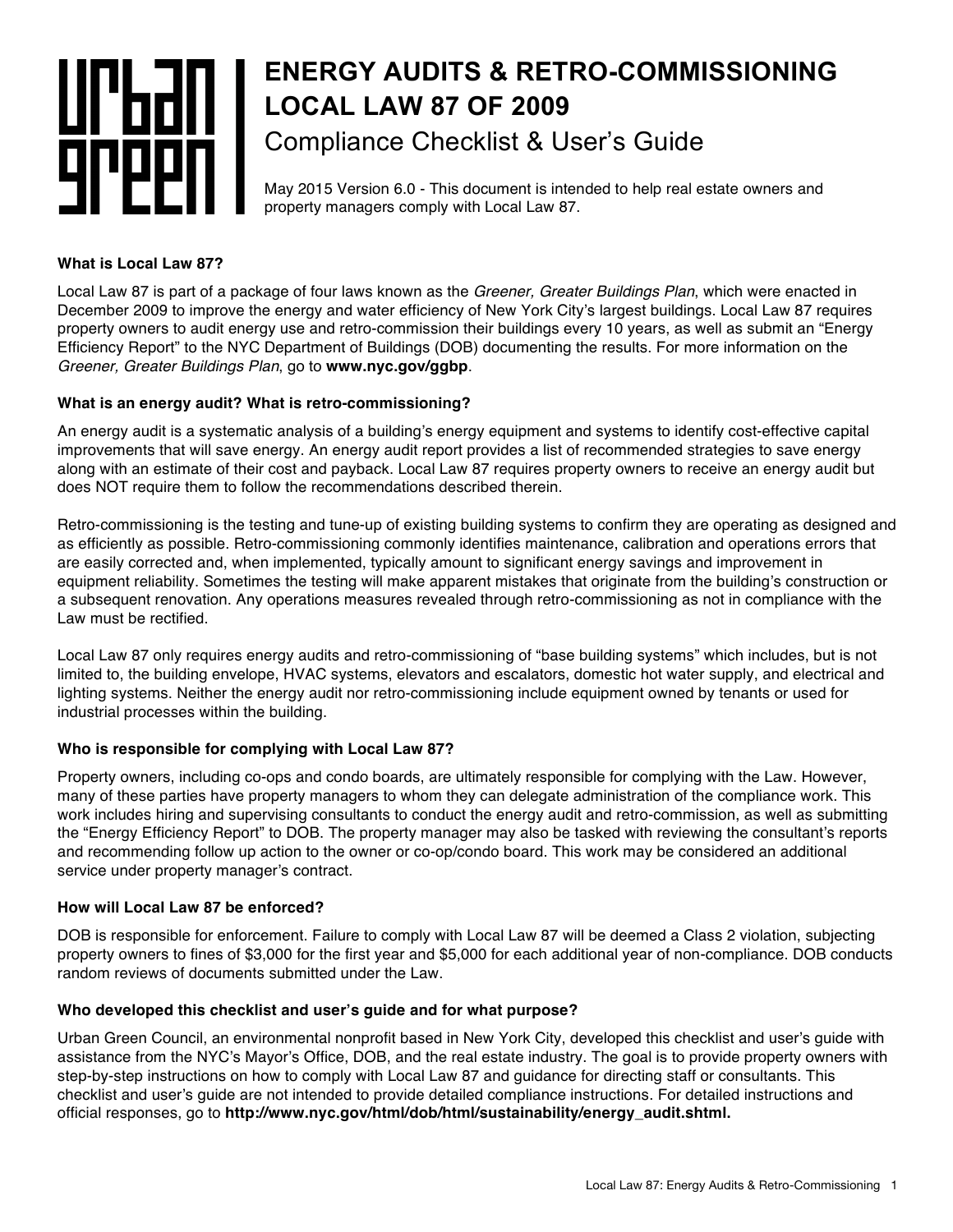# ENERGY AUDITS & RETRO-COMMISSIONING LOCAL LAW 87 OF 2009

## Compliance Checklist & User's Guide

May 2015 Version 6.0 - This document is intended to help real estate owners and property managers comply with Local Law 87.

**What is Local Law 87?**

Local Law 87 is part of a package of four laws known as the *Greener, Greater Buildings Plan*, which were enacted in December 2009 to improve the energy and water efficiency of New York City's largest buildings. Local Law 87 requires property owners to audit energy use and retro-commission their buildings every 10 years, as well as submit an "Energy Efficiency Report" to the NYC Department of Buildings (DOB) documenting the results. For more information on the *Greener, Greater Buildings Plan*, go to **www.nyc.gov/ggbp**.

**What is an energy audit? What is retro-commissioning?**

An energy audit is a systematic analysis of a building's energy equipment and systems to identify cost-effective capital improvements that will save energy. An energy audit report provides a list of recommended strategies to save energy along with an estimate of their cost and payback. Local Law 87 requires property owners to receive an energy audit but does NOT require them to follow the recommendations described therein.

Retro-commissioning is the testing and tune-up of existing building systems to confirm they are operating as designed and as efficiently as possible. Retro-commissioning commonly identifies maintenance, calibration and operations errors that are easily corrected and, when implemented, typically amount to significant energy savings and improvement in equipment reliability. Sometimes the testing will make apparent mistakes that originate from the building's construction or a subsequent renovation. Any operations measures revealed through retro-commissioning as not in compliance with the Law must be rectified.

Local Law 87 only requires energy audits and retro-commissioning of "base building systems" which includes, but is not limited to, the building envelope, HVAC systems, elevators and escalators, domestic hot water supply, and electrical and lighting systems. Neither the energy audit nor retro-commissioning include equipment owned by tenants or used for industrial processes within the building.

**Who is responsible for complying with Local Law 87?**

Property owners, including co-ops and condo boards, are ultimately responsible for complying with the Law. However, many of these parties have property managers to whom they can delegate administration of the compliance work. This work includes hiring and supervising consultants to conduct the energy audit and retro-commission, as well as submitting the "Energy Efficiency Report" to DOB. The property manager may also be tasked with reviewing the consultant's reports and recommending follow up action to the owner or co-op/condo board. This work may be considered an additional service under property manager's contract.

**How will Local Law 87 be enforced?**

DOB is responsible for enforcement. Failure to comply with Local Law 87 will be deemed a Class 2 violation, subjecting property owners to fines of $3,000 for the first year and $5,000 for each additional year of non-compliance. DOB conducts random reviews of documents submitted under the Law.

**Who developed this checklist and user's guide and for what purpose?**

Urban Green Council, an environmental nonprofit based in New York City, developed this checklist and user's guide with assistance from the NYC's Mayor's Office, DOB, and the real estate industry. The goal is to provide property owners with step-by-step instructions on how to comply with Local Law 87 and guidance for directing staff or consultants. This checklist and user's guide are not intended to provide detailed compliance instructions. For detailed instructions and official responses, go to **http://www.nyc.gov/html/dob/html/sustainability/energy_audit.shtml.**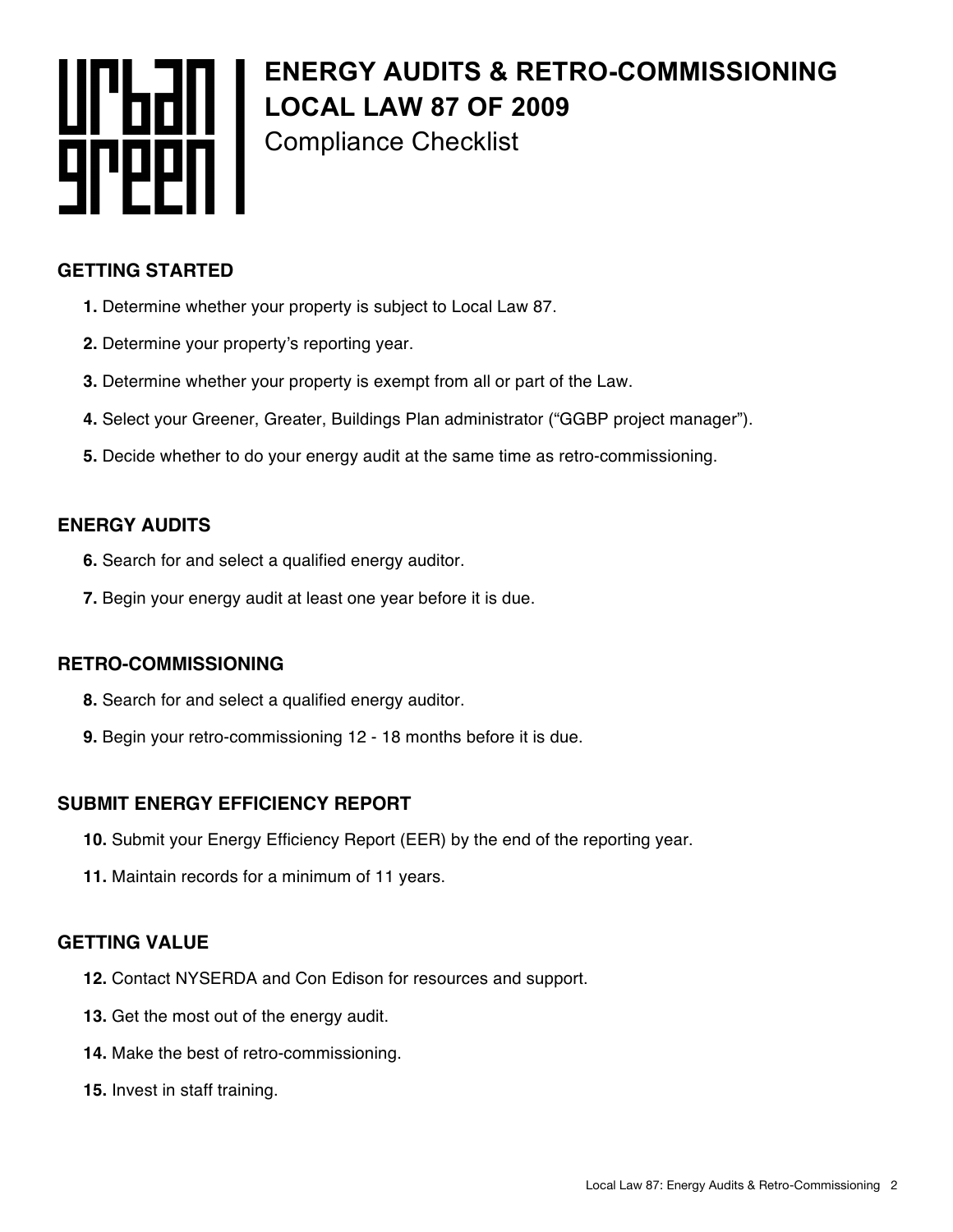# ENERGY AUDITS & RETRO-COMMISSIONING
# LOCAL LAW 87 OF 2009

## Compliance Checklist

### GETTING STARTED

**1.** Determine whether your property is subject to Local Law 87.

**2.** Determine your property's reporting year.

**3.** Determine whether your property is exempt from all or part of the Law.

**4.** Select your Greener, Greater, Buildings Plan administrator ("GGBP project manager").

**5.** Decide whether to do your energy audit at the same time as retro-commissioning.

### ENERGY AUDITS

**6.** Search for and select a qualified energy auditor.

**7.** Begin your energy audit at least one year before it is due.

### RETRO-COMMISSIONING

**8.** Search for and select a qualified energy auditor.

**9.** Begin your retro-commissioning 12 - 18 months before it is due.

### SUBMIT ENERGY EFFICIENCY REPORT

**10.** Submit your Energy Efficiency Report (EER) by the end of the reporting year.

**11.** Maintain records for a minimum of 11 years.

### GETTING VALUE

**12.** Contact NYSERDA and Con Edison for resources and support.

**13.** Get the most out of the energy audit.

**14.** Make the best of retro-commissioning.

**15.** Invest in staff training.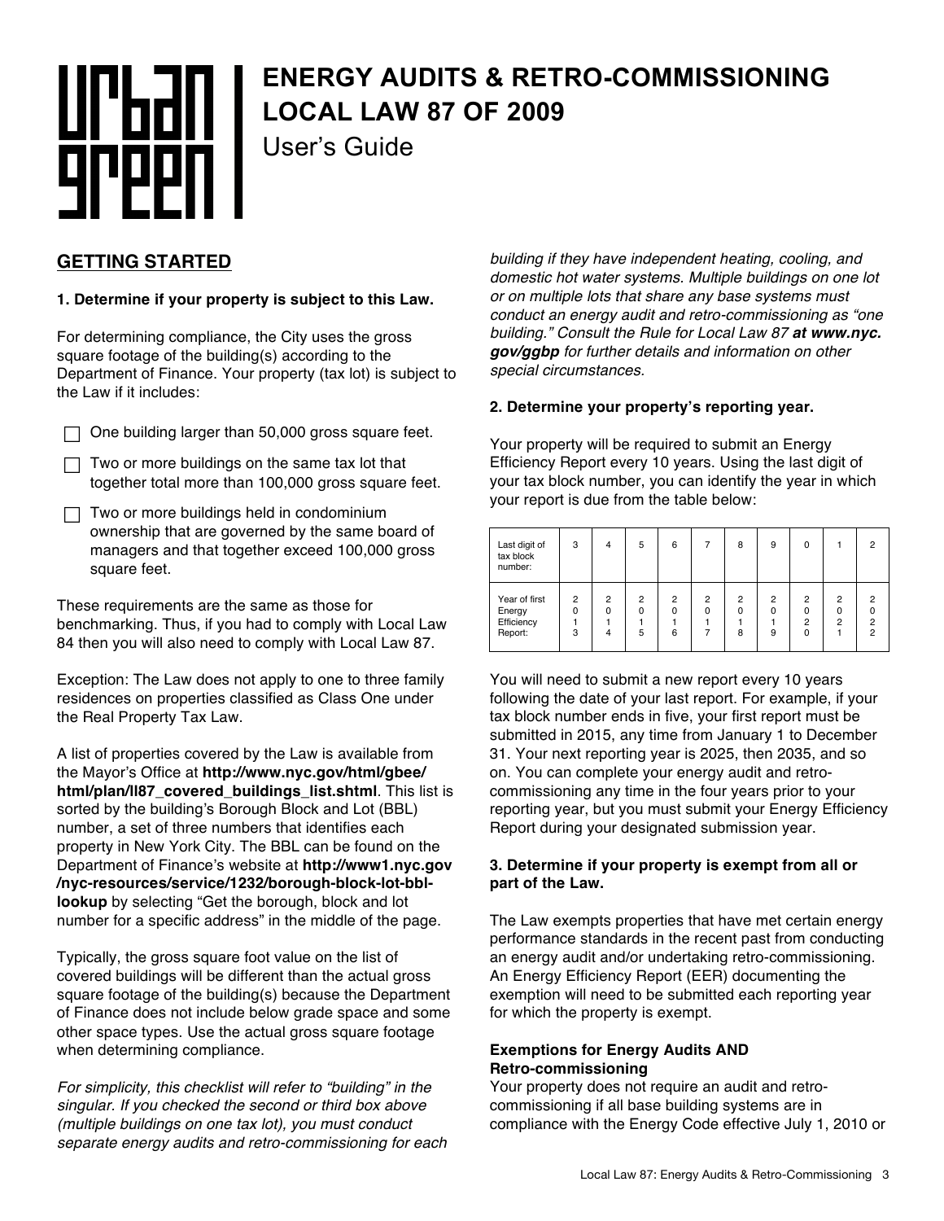# ENERGY AUDITS & RETRO-COMMISSIONING LOCAL LAW 87 OF 2009

User's Guide

## GETTING STARTED

**1. Determine if your property is subject to this Law.**

For determining compliance, the City uses the gross square footage of the building(s) according to the Department of Finance. Your property (tax lot) is subject to the Law if it includes:

- ☐ One building larger than 50,000 gross square feet.
- ☐ Two or more buildings on the same tax lot that together total more than 100,000 gross square feet.
- ☐ Two or more buildings held in condominium ownership that are governed by the same board of managers and that together exceed 100,000 gross square feet.

These requirements are the same as those for benchmarking. Thus, if you had to comply with Local Law 84 then you will also need to comply with Local Law 87.

Exception: The Law does not apply to one to three family residences on properties classified as Class One under the Real Property Tax Law.

A list of properties covered by the Law is available from the Mayor's Office at **http://www.nyc.gov/html/gbee/html/plan/ll87_covered_buildings_list.shtml**. This list is sorted by the building's Borough Block and Lot (BBL) number, a set of three numbers that identifies each property in New York City. The BBL can be found on the Department of Finance's website at **http://www1.nyc.gov/nyc-resources/service/1232/borough-block-lot-bbl-lookup** by selecting "Get the borough, block and lot number for a specific address" in the middle of the page.

Typically, the gross square foot value on the list of covered buildings will be different than the actual gross square footage of the building(s) because the Department of Finance does not include below grade space and some other space types. Use the actual gross square footage when determining compliance.

*For simplicity, this checklist will refer to "building" in the singular. If you checked the second or third box above (multiple buildings on one tax lot), you must conduct separate energy audits and retro-commissioning for each building if they have independent heating, cooling, and domestic hot water systems. Multiple buildings on one lot or on multiple lots that share any base systems must conduct an energy audit and retro-commissioning as "one building." Consult the Rule for Local Law 87* ***at www.nyc.gov/ggbp*** *for further details and information on other special circumstances.*

**2. Determine your property's reporting year.**

Your property will be required to submit an Energy Efficiency Report every 10 years. Using the last digit of your tax block number, you can identify the year in which your report is due from the table below:

| Last digit of tax block number: | 3 | 4 | 5 | 6 | 7 | 8 | 9 | 0 | 1 | 2 |
|---|---|---|---|---|---|---|---|---|---|---|
| Year of first Energy Efficiency Report: | 2013 | 2014 | 2015 | 2016 | 2017 | 2018 | 2019 | 2020 | 2021 | 2022 |

You will need to submit a new report every 10 years following the date of your last report. For example, if your tax block number ends in five, your first report must be submitted in 2015, any time from January 1 to December 31. Your next reporting year is 2025, then 2035, and so on. You can complete your energy audit and retro-commissioning any time in the four years prior to your reporting year, but you must submit your Energy Efficiency Report during your designated submission year.

**3. Determine if your property is exempt from all or part of the Law.**

The Law exempts properties that have met certain energy performance standards in the recent past from conducting an energy audit and/or undertaking retro-commissioning. An Energy Efficiency Report (EER) documenting the exemption will need to be submitted each reporting year for which the property is exempt.

**Exemptions for Energy Audits AND Retro-commissioning**

Your property does not require an audit and retro-commissioning if all base building systems are in compliance with the Energy Code effective July 1, 2010 or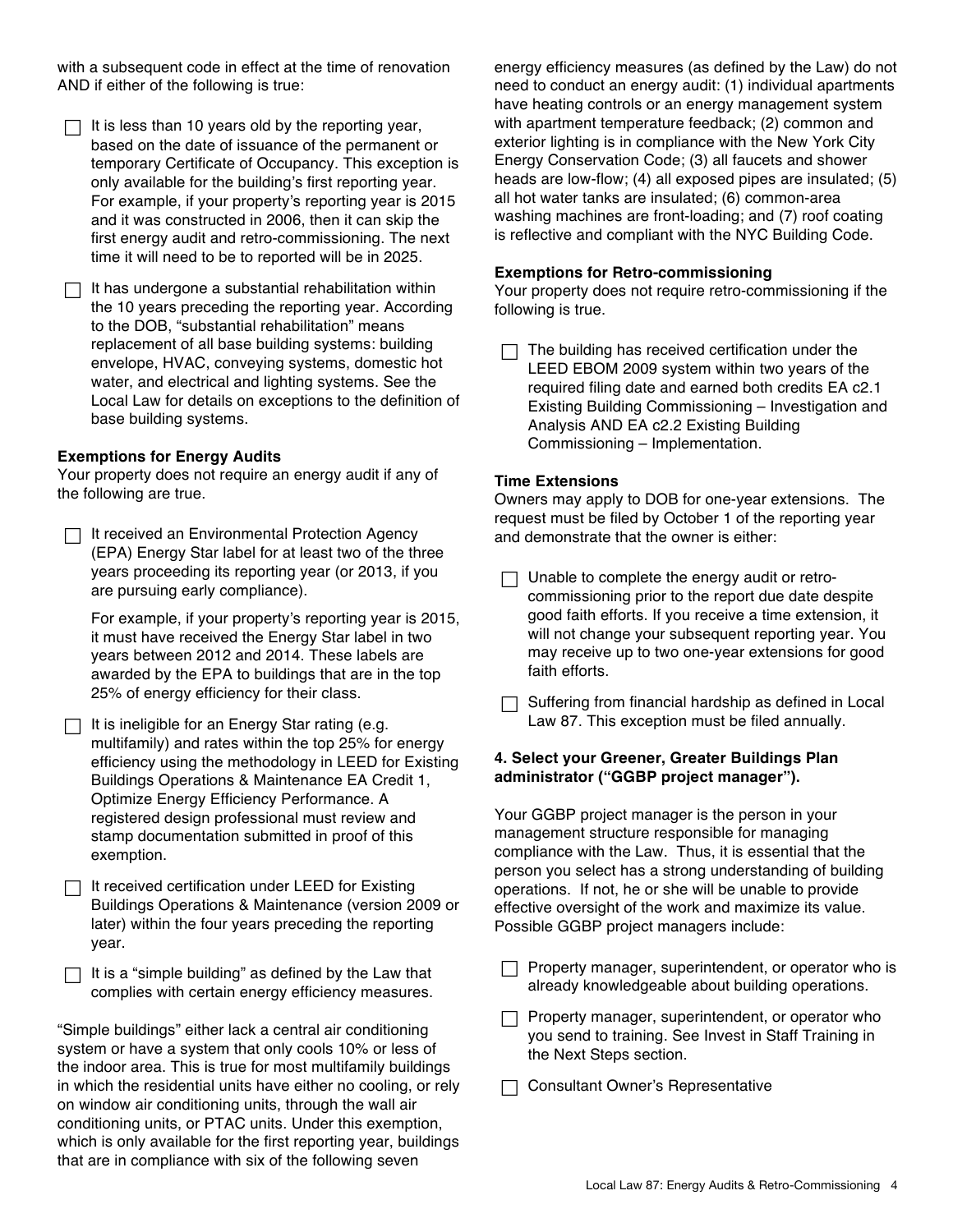with a subsequent code in effect at the time of renovation AND if either of the following is true:

- [ ] It is less than 10 years old by the reporting year, based on the date of issuance of the permanent or temporary Certificate of Occupancy. This exception is only available for the building's first reporting year. For example, if your property's reporting year is 2015 and it was constructed in 2006, then it can skip the first energy audit and retro-commissioning. The next time it will need to be to reported will be in 2025.
- [ ] It has undergone a substantial rehabilitation within the 10 years preceding the reporting year. According to the DOB, "substantial rehabilitation" means replacement of all base building systems: building envelope, HVAC, conveying systems, domestic hot water, and electrical and lighting systems. See the Local Law for details on exceptions to the definition of base building systems.

**Exemptions for Energy Audits**

Your property does not require an energy audit if any of the following are true.

- [ ] It received an Environmental Protection Agency (EPA) Energy Star label for at least two of the three years proceeding its reporting year (or 2013, if you are pursuing early compliance).

  For example, if your property's reporting year is 2015, it must have received the Energy Star label in two years between 2012 and 2014. These labels are awarded by the EPA to buildings that are in the top 25% of energy efficiency for their class.
- [ ] It is ineligible for an Energy Star rating (e.g. multifamily) and rates within the top 25% for energy efficiency using the methodology in LEED for Existing Buildings Operations & Maintenance EA Credit 1, Optimize Energy Efficiency Performance. A registered design professional must review and stamp documentation submitted in proof of this exemption.
- [ ] It received certification under LEED for Existing Buildings Operations & Maintenance (version 2009 or later) within the four years preceding the reporting year.
- [ ] It is a "simple building" as defined by the Law that complies with certain energy efficiency measures.

"Simple buildings" either lack a central air conditioning system or have a system that only cools 10% or less of the indoor area. This is true for most multifamily buildings in which the residential units have either no cooling, or rely on window air conditioning units, through the wall air conditioning units, or PTAC units. Under this exemption, which is only available for the first reporting year, buildings that are in compliance with six of the following seven energy efficiency measures (as defined by the Law) do not need to conduct an energy audit: (1) individual apartments have heating controls or an energy management system with apartment temperature feedback; (2) common and exterior lighting is in compliance with the New York City Energy Conservation Code; (3) all faucets and shower heads are low-flow; (4) all exposed pipes are insulated; (5) all hot water tanks are insulated; (6) common-area washing machines are front-loading; and (7) roof coating is reflective and compliant with the NYC Building Code.

**Exemptions for Retro-commissioning**

Your property does not require retro-commissioning if the following is true.

- [ ] The building has received certification under the LEED EBOM 2009 system within two years of the required filing date and earned both credits EA c2.1 Existing Building Commissioning – Investigation and Analysis AND EA c2.2 Existing Building Commissioning – Implementation.

**Time Extensions**

Owners may apply to DOB for one-year extensions. The request must be filed by October 1 of the reporting year and demonstrate that the owner is either:

- [ ] Unable to complete the energy audit or retro-commissioning prior to the report due date despite good faith efforts. If you receive a time extension, it will not change your subsequent reporting year. You may receive up to two one-year extensions for good faith efforts.
- [ ] Suffering from financial hardship as defined in Local Law 87. This exception must be filed annually.

**4. Select your Greener, Greater Buildings Plan administrator ("GGBP project manager").**

Your GGBP project manager is the person in your management structure responsible for managing compliance with the Law. Thus, it is essential that the person you select has a strong understanding of building operations. If not, he or she will be unable to provide effective oversight of the work and maximize its value. Possible GGBP project managers include:

- [ ] Property manager, superintendent, or operator who is already knowledgeable about building operations.
- [ ] Property manager, superintendent, or operator who you send to training. See Invest in Staff Training in the Next Steps section.
- [ ] Consultant Owner's Representative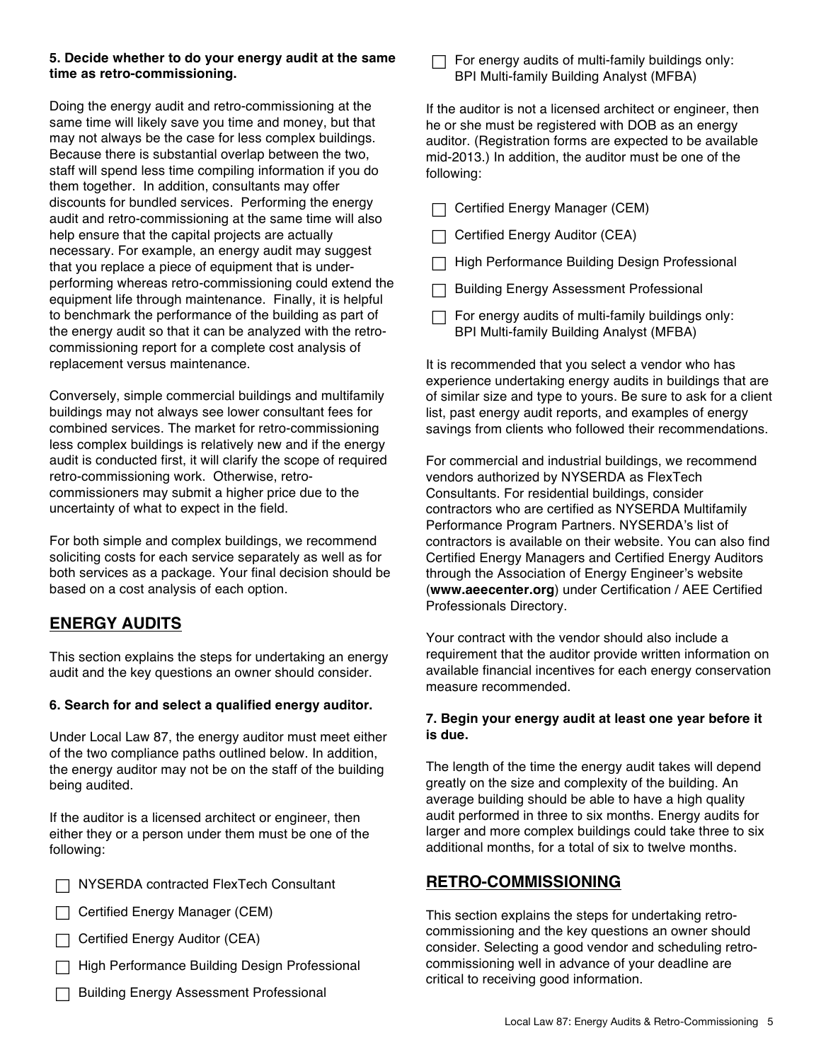**5. Decide whether to do your energy audit at the same time as retro-commissioning.**

Doing the energy audit and retro-commissioning at the same time will likely save you time and money, but that may not always be the case for less complex buildings. Because there is substantial overlap between the two, staff will spend less time compiling information if you do them together. In addition, consultants may offer discounts for bundled services. Performing the energy audit and retro-commissioning at the same time will also help ensure that the capital projects are actually necessary. For example, an energy audit may suggest that you replace a piece of equipment that is under-performing whereas retro-commissioning could extend the equipment life through maintenance. Finally, it is helpful to benchmark the performance of the building as part of the energy audit so that it can be analyzed with the retro-commissioning report for a complete cost analysis of replacement versus maintenance.

Conversely, simple commercial buildings and multifamily buildings may not always see lower consultant fees for combined services. The market for retro-commissioning less complex buildings is relatively new and if the energy audit is conducted first, it will clarify the scope of required retro-commissioning work. Otherwise, retro-commissioners may submit a higher price due to the uncertainty of what to expect in the field.

For both simple and complex buildings, we recommend soliciting costs for each service separately as well as for both services as a package. Your final decision should be based on a cost analysis of each option.

## ENERGY AUDITS

This section explains the steps for undertaking an energy audit and the key questions an owner should consider.

**6. Search for and select a qualified energy auditor.**

Under Local Law 87, the energy auditor must meet either of the two compliance paths outlined below. In addition, the energy auditor may not be on the staff of the building being audited.

If the auditor is a licensed architect or engineer, then either they or a person under them must be one of the following:

- ☐ NYSERDA contracted FlexTech Consultant
- ☐ Certified Energy Manager (CEM)
- ☐ Certified Energy Auditor (CEA)
- ☐ High Performance Building Design Professional
- ☐ Building Energy Assessment Professional
- ☐ For energy audits of multi-family buildings only: BPI Multi-family Building Analyst (MFBA)

If the auditor is not a licensed architect or engineer, then he or she must be registered with DOB as an energy auditor. (Registration forms are expected to be available mid-2013.) In addition, the auditor must be one of the following:

- ☐ Certified Energy Manager (CEM)
- ☐ Certified Energy Auditor (CEA)
- ☐ High Performance Building Design Professional
- ☐ Building Energy Assessment Professional
- ☐ For energy audits of multi-family buildings only: BPI Multi-family Building Analyst (MFBA)

It is recommended that you select a vendor who has experience undertaking energy audits in buildings that are of similar size and type to yours. Be sure to ask for a client list, past energy audit reports, and examples of energy savings from clients who followed their recommendations.

For commercial and industrial buildings, we recommend vendors authorized by NYSERDA as FlexTech Consultants. For residential buildings, consider contractors who are certified as NYSERDA Multifamily Performance Program Partners. NYSERDA's list of contractors is available on their website. You can also find Certified Energy Managers and Certified Energy Auditors through the Association of Energy Engineer's website (**www.aeecenter.org**) under Certification / AEE Certified Professionals Directory.

Your contract with the vendor should also include a requirement that the auditor provide written information on available financial incentives for each energy conservation measure recommended.

**7. Begin your energy audit at least one year before it is due.**

The length of the time the energy audit takes will depend greatly on the size and complexity of the building. An average building should be able to have a high quality audit performed in three to six months. Energy audits for larger and more complex buildings could take three to six additional months, for a total of six to twelve months.

## RETRO-COMMISSIONING

This section explains the steps for undertaking retro-commissioning and the key questions an owner should consider. Selecting a good vendor and scheduling retro-commissioning well in advance of your deadline are critical to receiving good information.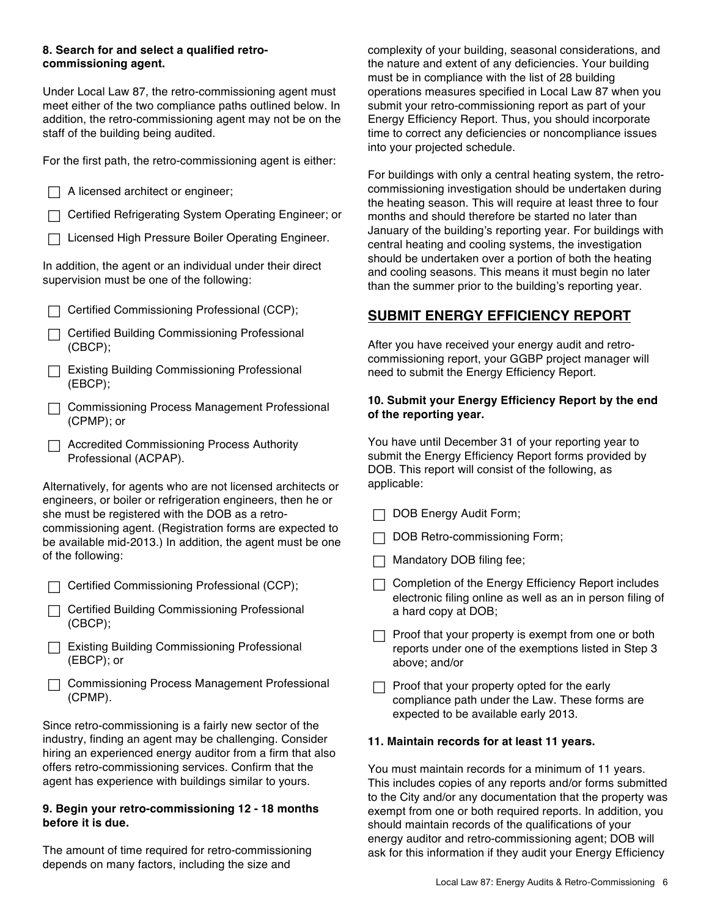**8. Search for and select a qualified retro-commissioning agent.**

Under Local Law 87, the retro-commissioning agent must meet either of the two compliance paths outlined below. In addition, the retro-commissioning agent may not be on the staff of the building being audited.

For the first path, the retro-commissioning agent is either:

- ☐ A licensed architect or engineer;
- ☐ Certified Refrigerating System Operating Engineer; or
- ☐ Licensed High Pressure Boiler Operating Engineer.

In addition, the agent or an individual under their direct supervision must be one of the following:

- ☐ Certified Commissioning Professional (CCP);
- ☐ Certified Building Commissioning Professional (CBCP);
- ☐ Existing Building Commissioning Professional (EBCP);
- ☐ Commissioning Process Management Professional (CPMP); or
- ☐ Accredited Commissioning Process Authority Professional (ACPAP).

Alternatively, for agents who are not licensed architects or engineers, or boiler or refrigeration engineers, then he or she must be registered with the DOB as a retro-commissioning agent. (Registration forms are expected to be available mid-2013.) In addition, the agent must be one of the following:

- ☐ Certified Commissioning Professional (CCP);
- ☐ Certified Building Commissioning Professional (CBCP);
- ☐ Existing Building Commissioning Professional (EBCP); or
- ☐ Commissioning Process Management Professional (CPMP).

Since retro-commissioning is a fairly new sector of the industry, finding an agent may be challenging. Consider hiring an experienced energy auditor from a firm that also offers retro-commissioning services. Confirm that the agent has experience with buildings similar to yours.

**9. Begin your retro-commissioning 12 - 18 months before it is due.**

The amount of time required for retro-commissioning depends on many factors, including the size and complexity of your building, seasonal considerations, and the nature and extent of any deficiencies. Your building must be in compliance with the list of 28 building operations measures specified in Local Law 87 when you submit your retro-commissioning report as part of your Energy Efficiency Report. Thus, you should incorporate time to correct any deficiencies or noncompliance issues into your projected schedule.

For buildings with only a central heating system, the retro-commissioning investigation should be undertaken during the heating season. This will require at least three to four months and should therefore be started no later than January of the building's reporting year. For buildings with central heating and cooling systems, the investigation should be undertaken over a portion of both the heating and cooling seasons. This means it must begin no later than the summer prior to the building's reporting year.

## SUBMIT ENERGY EFFICIENCY REPORT

After you have received your energy audit and retro-commissioning report, your GGBP project manager will need to submit the Energy Efficiency Report.

**10. Submit your Energy Efficiency Report by the end of the reporting year.**

You have until December 31 of your reporting year to submit the Energy Efficiency Report forms provided by DOB. This report will consist of the following, as applicable:

- ☐ DOB Energy Audit Form;
- ☐ DOB Retro-commissioning Form;
- ☐ Mandatory DOB filing fee;
- ☐ Completion of the Energy Efficiency Report includes electronic filing online as well as an in person filing of a hard copy at DOB;
- ☐ Proof that your property is exempt from one or both reports under one of the exemptions listed in Step 3 above; and/or
- ☐ Proof that your property opted for the early compliance path under the Law. These forms are expected to be available early 2013.

**11. Maintain records for at least 11 years.**

You must maintain records for a minimum of 11 years. This includes copies of any reports and/or forms submitted to the City and/or any documentation that the property was exempt from one or both required reports. In addition, you should maintain records of the qualifications of your energy auditor and retro-commissioning agent; DOB will ask for this information if they audit your Energy Efficiency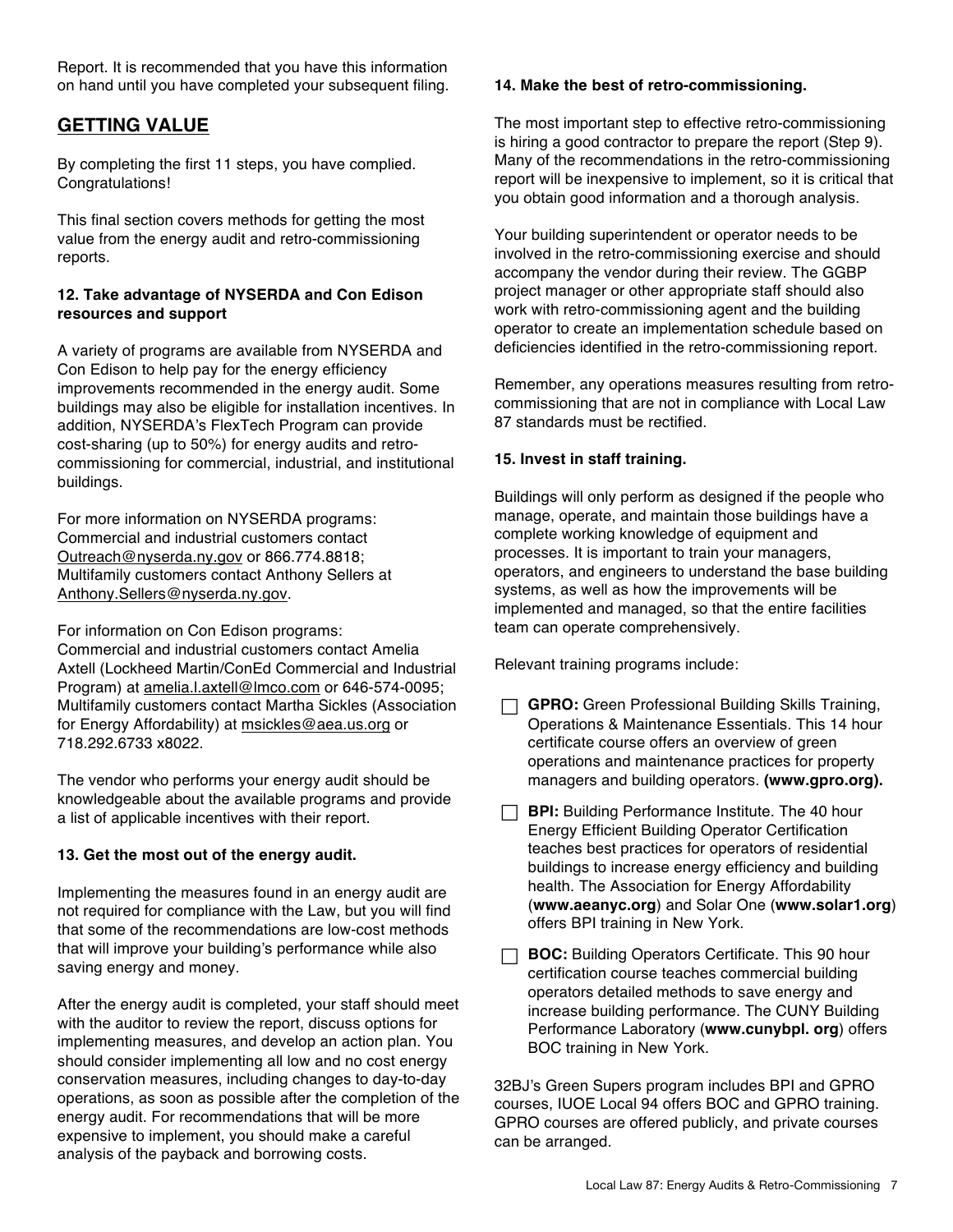Report. It is recommended that you have this information on hand until you have completed your subsequent filing.

## GETTING VALUE

By completing the first 11 steps, you have complied. Congratulations!

This final section covers methods for getting the most value from the energy audit and retro-commissioning reports.

### 12. Take advantage of NYSERDA and Con Edison resources and support

A variety of programs are available from NYSERDA and Con Edison to help pay for the energy efficiency improvements recommended in the energy audit. Some buildings may also be eligible for installation incentives. In addition, NYSERDA's FlexTech Program can provide cost-sharing (up to 50%) for energy audits and retro-commissioning for commercial, industrial, and institutional buildings.

For more information on NYSERDA programs: Commercial and industrial customers contact Outreach@nyserda.ny.gov or 866.774.8818; Multifamily customers contact Anthony Sellers at Anthony.Sellers@nyserda.ny.gov.

For information on Con Edison programs: Commercial and industrial customers contact Amelia Axtell (Lockheed Martin/ConEd Commercial and Industrial Program) at amelia.l.axtell@lmco.com or 646-574-0095; Multifamily customers contact Martha Sickles (Association for Energy Affordability) at msickles@aea.us.org or 718.292.6733 x8022.

The vendor who performs your energy audit should be knowledgeable about the available programs and provide a list of applicable incentives with their report.

### 13. Get the most out of the energy audit.

Implementing the measures found in an energy audit are not required for compliance with the Law, but you will find that some of the recommendations are low-cost methods that will improve your building's performance while also saving energy and money.

After the energy audit is completed, your staff should meet with the auditor to review the report, discuss options for implementing measures, and develop an action plan. You should consider implementing all low and no cost energy conservation measures, including changes to day-to-day operations, as soon as possible after the completion of the energy audit. For recommendations that will be more expensive to implement, you should make a careful analysis of the payback and borrowing costs.

### 14. Make the best of retro-commissioning.

The most important step to effective retro-commissioning is hiring a good contractor to prepare the report (Step 9). Many of the recommendations in the retro-commissioning report will be inexpensive to implement, so it is critical that you obtain good information and a thorough analysis.

Your building superintendent or operator needs to be involved in the retro-commissioning exercise and should accompany the vendor during their review. The GGBP project manager or other appropriate staff should also work with retro-commissioning agent and the building operator to create an implementation schedule based on deficiencies identified in the retro-commissioning report.

Remember, any operations measures resulting from retro-commissioning that are not in compliance with Local Law 87 standards must be rectified.

### 15. Invest in staff training.

Buildings will only perform as designed if the people who manage, operate, and maintain those buildings have a complete working knowledge of equipment and processes. It is important to train your managers, operators, and engineers to understand the base building systems, as well as how the improvements will be implemented and managed, so that the entire facilities team can operate comprehensively.

Relevant training programs include:

- ☐ **GPRO:** Green Professional Building Skills Training, Operations & Maintenance Essentials. This 14 hour certificate course offers an overview of green operations and maintenance practices for property managers and building operators. **(www.gpro.org).**
- ☐ **BPI:** Building Performance Institute. The 40 hour Energy Efficient Building Operator Certification teaches best practices for operators of residential buildings to increase energy efficiency and building health. The Association for Energy Affordability (**www.aeanyc.org**) and Solar One (**www.solar1.org**) offers BPI training in New York.
- ☐ **BOC:** Building Operators Certificate. This 90 hour certification course teaches commercial building operators detailed methods to save energy and increase building performance. The CUNY Building Performance Laboratory (**www.cunybpl. org**) offers BOC training in New York.

32BJ's Green Supers program includes BPI and GPRO courses, IUOE Local 94 offers BOC and GPRO training. GPRO courses are offered publicly, and private courses can be arranged.